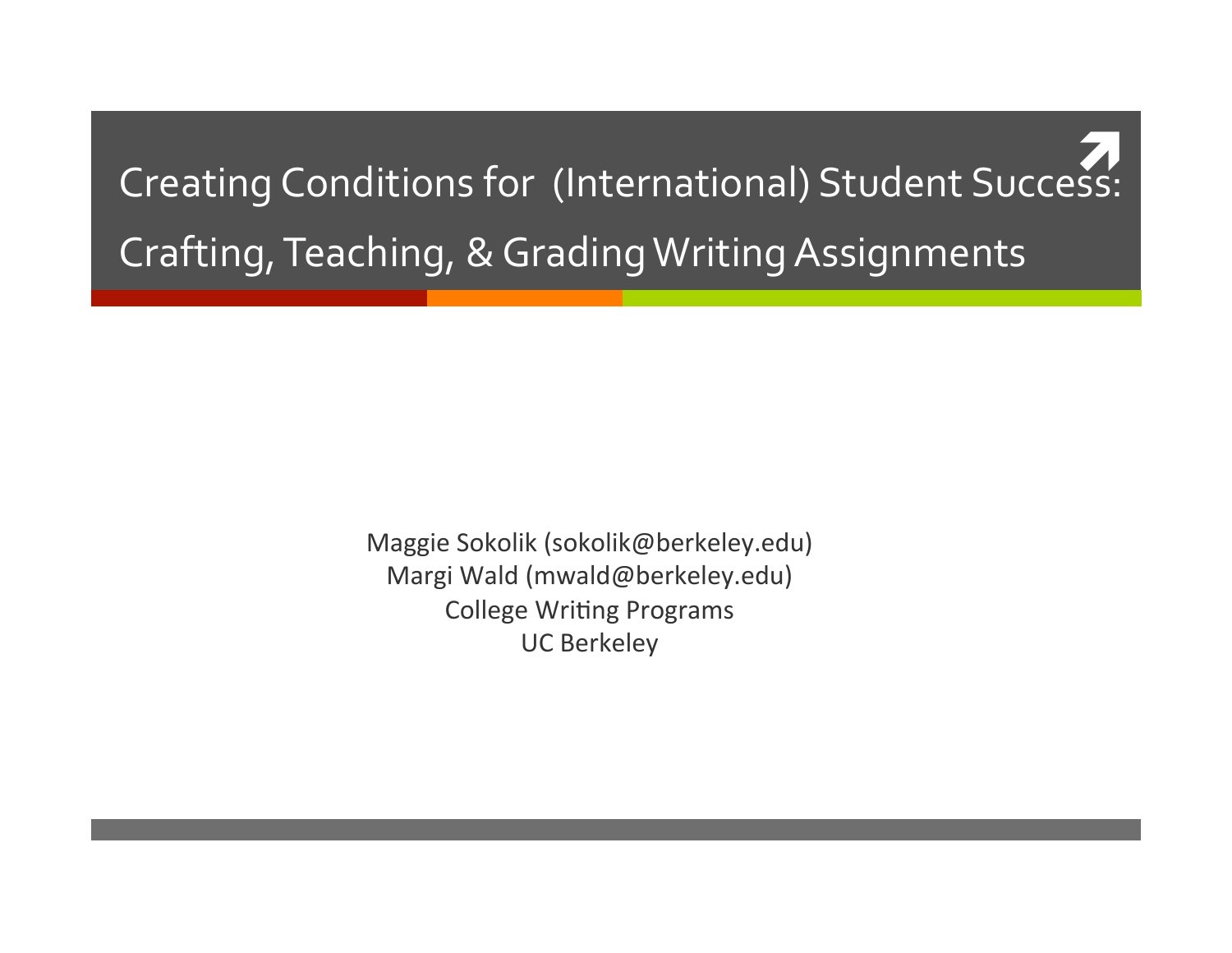# Creating Conditions for (International) Student Success: Crafting, Teaching, & Grading Writing Assignments

Maggie Sokolik (sokolik@berkeley.edu)
Margi Wald (mwald@berkeley.edu)
College Writing Programs
UC Berkeley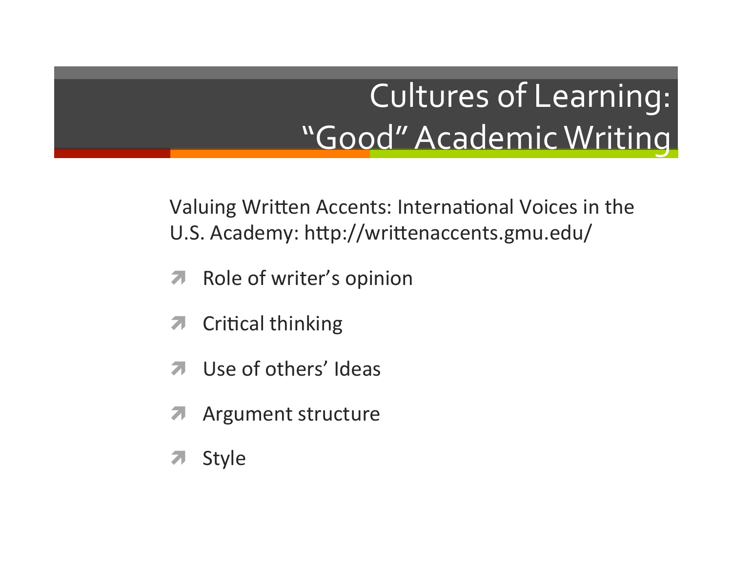# Cultures of Learning: "Good" Academic Writing

Valuing Written Accents: International Voices in the U.S. Academy: http://writtenaccents.gmu.edu/

- Role of writer's opinion
- Critical thinking
- Use of others' Ideas
- Argument structure
- Style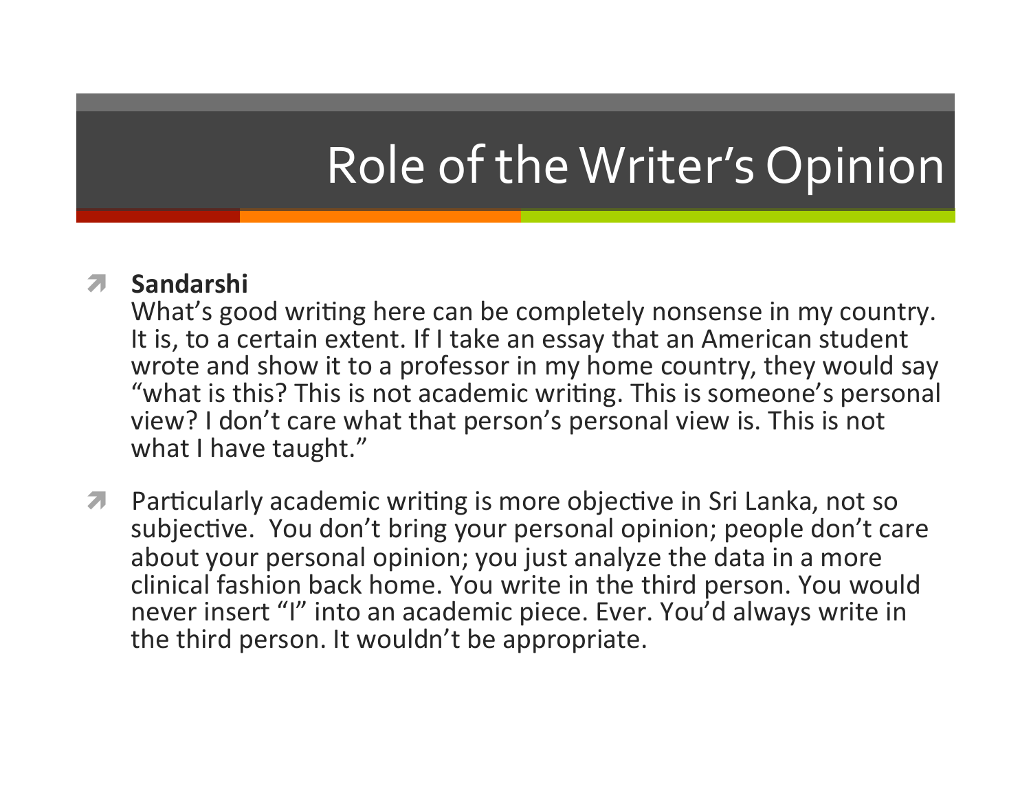# Role of the Writer's Opinion

- **Sandarshi**
  What's good writing here can be completely nonsense in my country. It is, to a certain extent. If I take an essay that an American student wrote and show it to a professor in my home country, they would say "what is this? This is not academic writing. This is someone's personal view? I don't care what that person's personal view is. This is not what I have taught."

- Particularly academic writing is more objective in Sri Lanka, not so subjective. You don't bring your personal opinion; people don't care about your personal opinion; you just analyze the data in a more clinical fashion back home. You write in the third person. You would never insert "I" into an academic piece. Ever. You'd always write in the third person. It wouldn't be appropriate.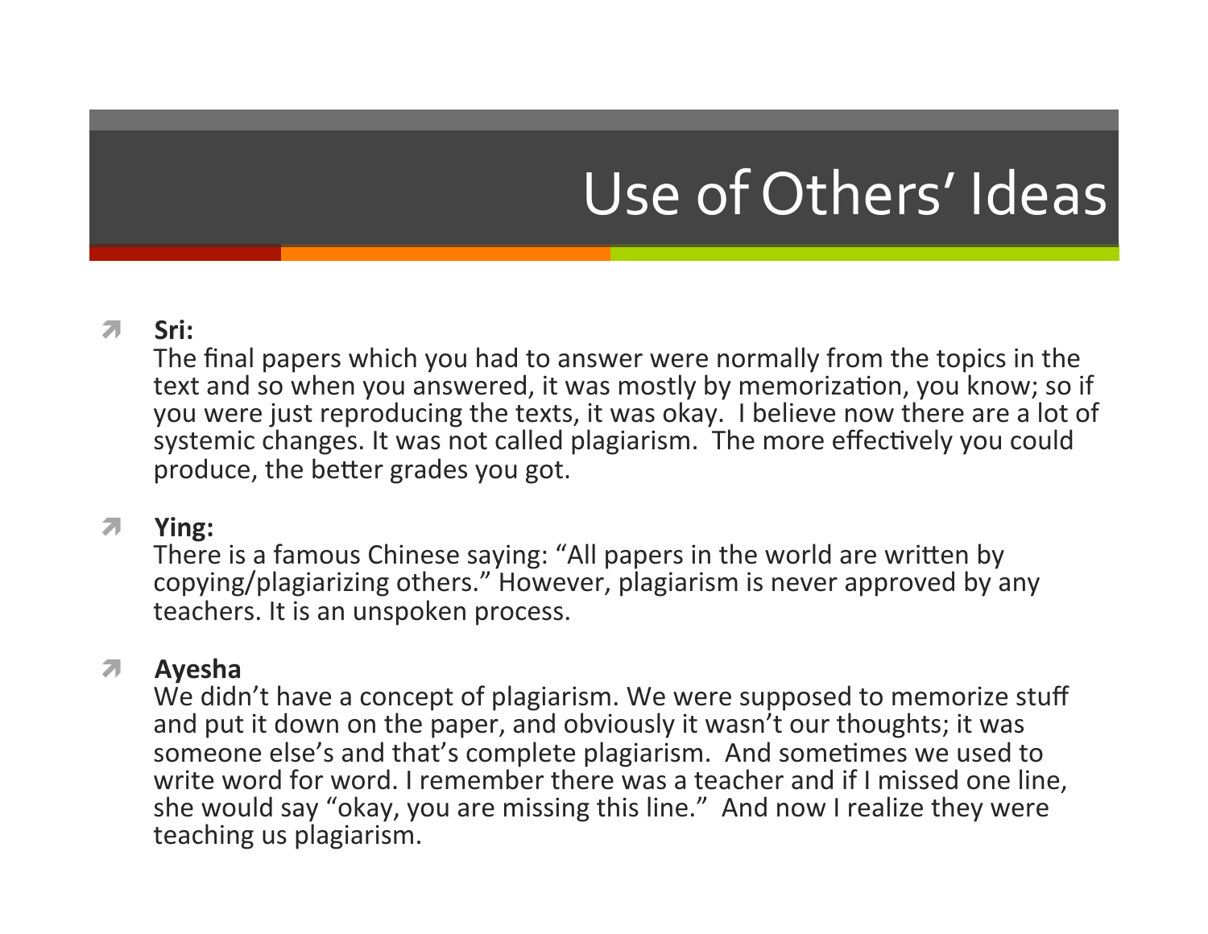# Use of Others' Ideas

- **Sri:**
  The final papers which you had to answer were normally from the topics in the text and so when you answered, it was mostly by memorization, you know; so if you were just reproducing the texts, it was okay. I believe now there are a lot of systemic changes. It was not called plagiarism. The more effectively you could produce, the better grades you got.

- **Ying:**
  There is a famous Chinese saying: "All papers in the world are written by copying/plagiarizing others." However, plagiarism is never approved by any teachers. It is an unspoken process.

- **Ayesha**
  We didn't have a concept of plagiarism. We were supposed to memorize stuff and put it down on the paper, and obviously it wasn't our thoughts; it was someone else's and that's complete plagiarism. And sometimes we used to write word for word. I remember there was a teacher and if I missed one line, she would say "okay, you are missing this line." And now I realize they were teaching us plagiarism.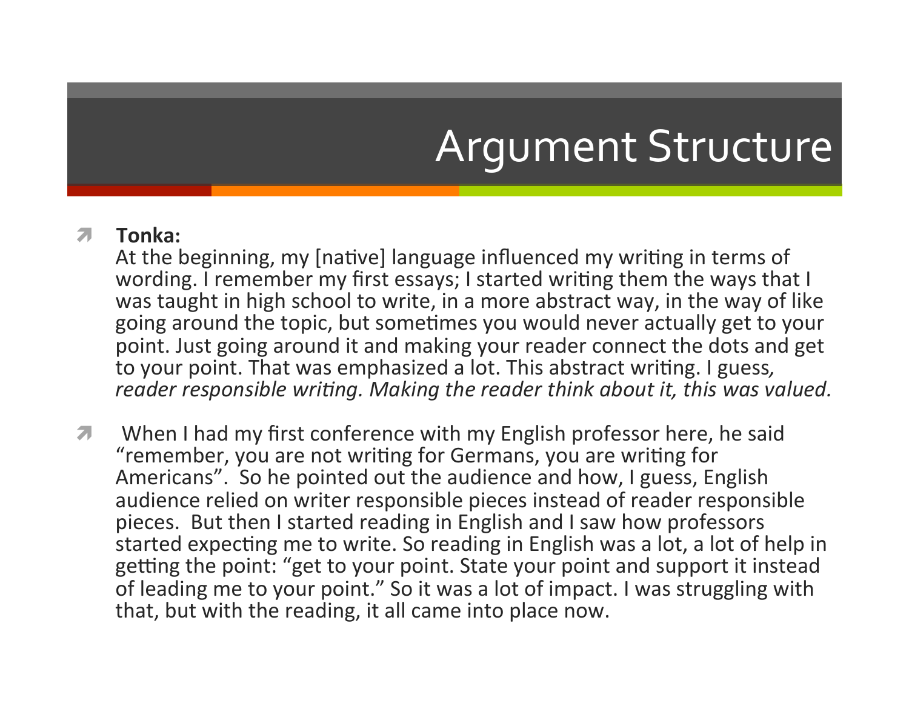# Argument Structure

- **Tonka:**
  At the beginning, my [native] language influenced my writing in terms of wording. I remember my first essays; I started writing them the ways that I was taught in high school to write, in a more abstract way, in the way of like going around the topic, but sometimes you would never actually get to your point. Just going around it and making your reader connect the dots and get to your point. That was emphasized a lot. This abstract writing. I guess*, reader responsible writing. Making the reader think about it, this was valued.*

- When I had my first conference with my English professor here, he said "remember, you are not writing for Germans, you are writing for Americans". So he pointed out the audience and how, I guess, English audience relied on writer responsible pieces instead of reader responsible pieces. But then I started reading in English and I saw how professors started expecting me to write. So reading in English was a lot, a lot of help in getting the point: "get to your point. State your point and support it instead of leading me to your point." So it was a lot of impact. I was struggling with that, but with the reading, it all came into place now.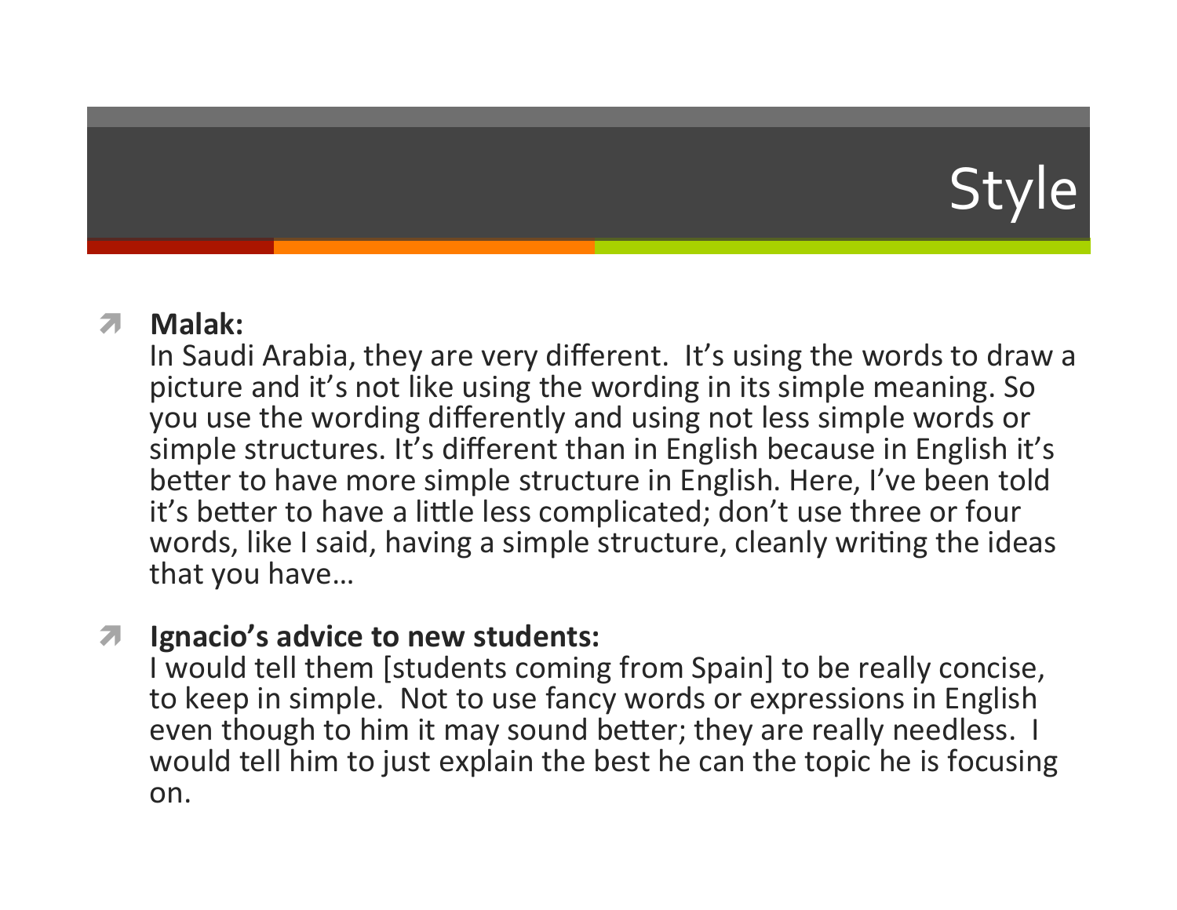# Style

- **Malak:**
  In Saudi Arabia, they are very different. It's using the words to draw a picture and it's not like using the wording in its simple meaning. So you use the wording differently and using not less simple words or simple structures. It's different than in English because in English it's better to have more simple structure in English. Here, I've been told it's better to have a little less complicated; don't use three or four words, like I said, having a simple structure, cleanly writing the ideas that you have…

- **Ignacio's advice to new students:**
  I would tell them [students coming from Spain] to be really concise, to keep in simple. Not to use fancy words or expressions in English even though to him it may sound better; they are really needless. I would tell him to just explain the best he can the topic he is focusing on.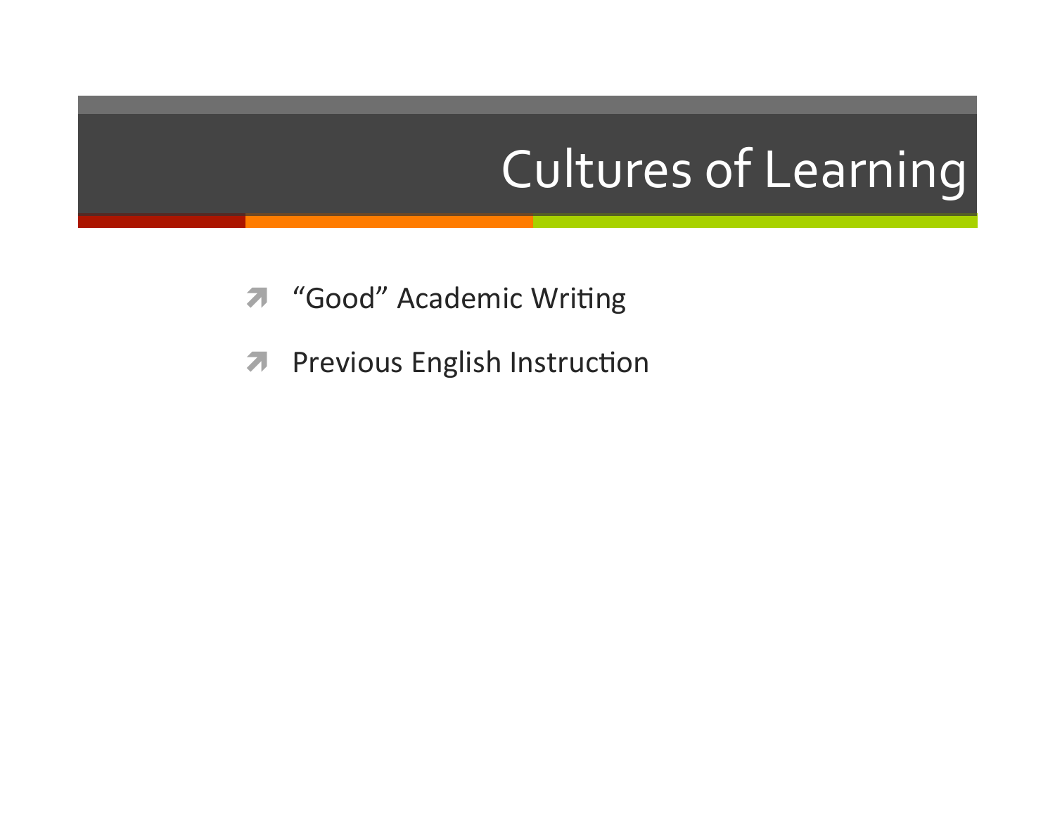# Cultures of Learning

- "Good" Academic Writing
- Previous English Instruction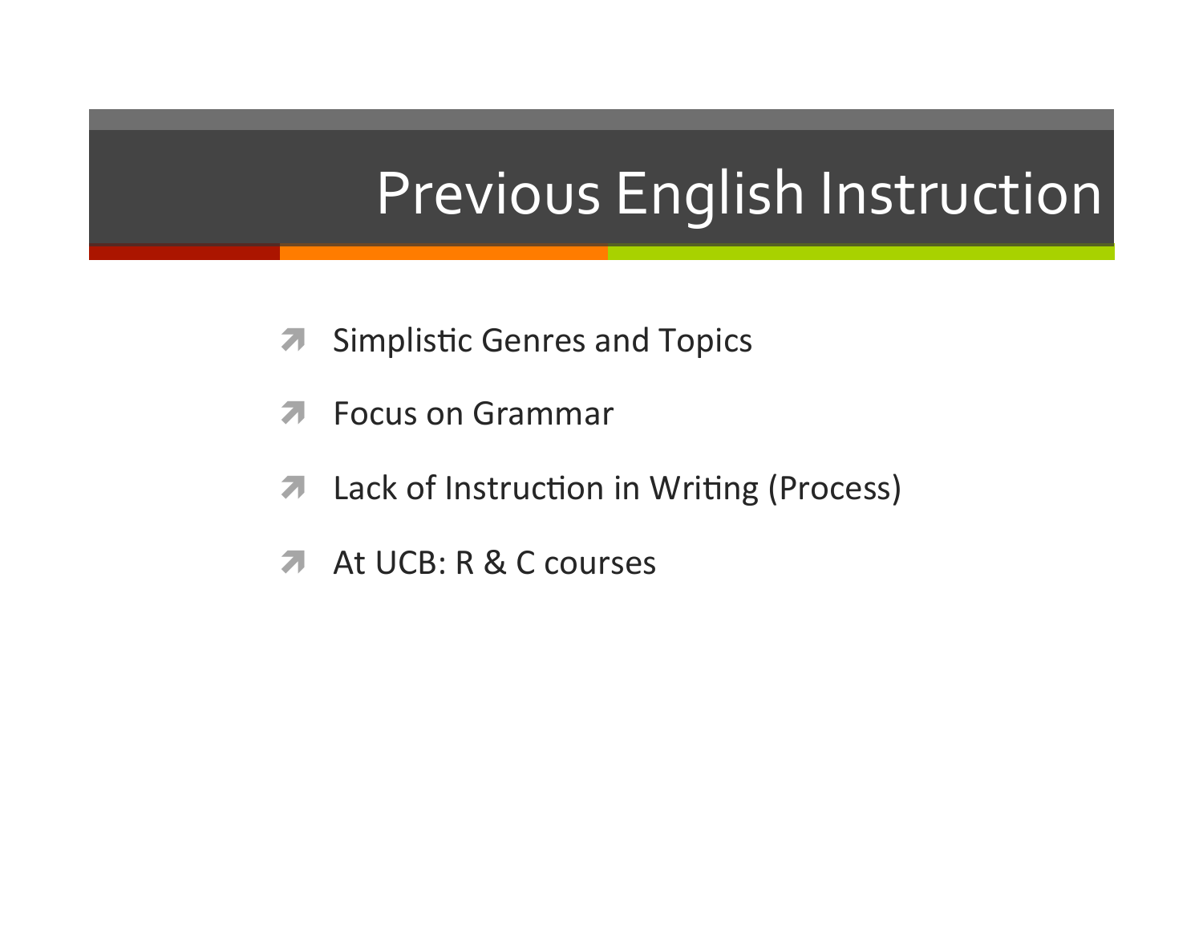# Previous English Instruction

- Simplistic Genres and Topics
- Focus on Grammar
- Lack of Instruction in Writing (Process)
- At UCB: R & C courses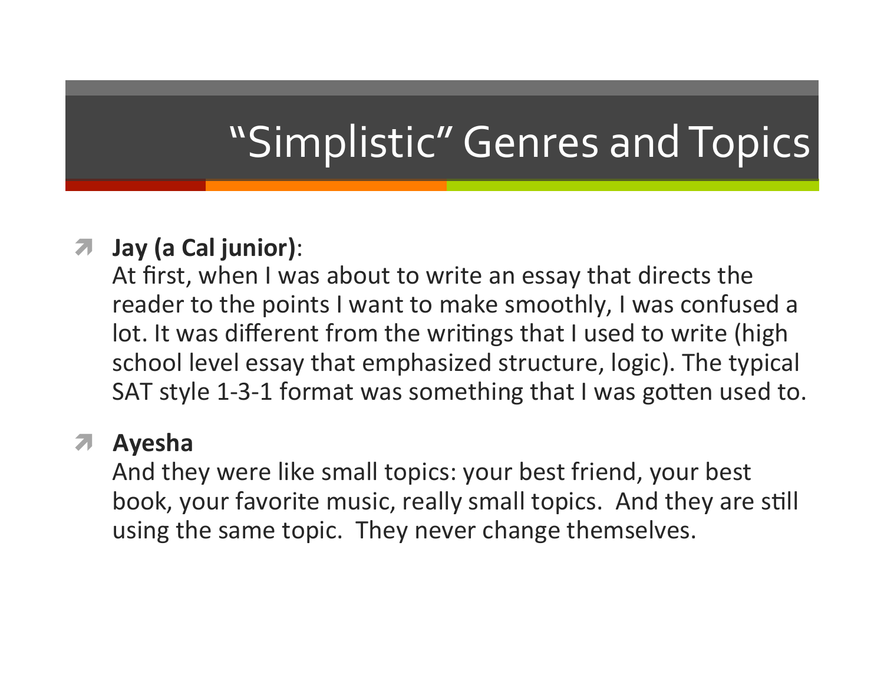# “Simplistic” Genres and Topics

- **Jay (a Cal junior)**:
  At first, when I was about to write an essay that directs the reader to the points I want to make smoothly, I was confused a lot. It was different from the writings that I used to write (high school level essay that emphasized structure, logic). The typical SAT style 1-3-1 format was something that I was gotten used to.

- **Ayesha**
  And they were like small topics: your best friend, your best book, your favorite music, really small topics. And they are still using the same topic. They never change themselves.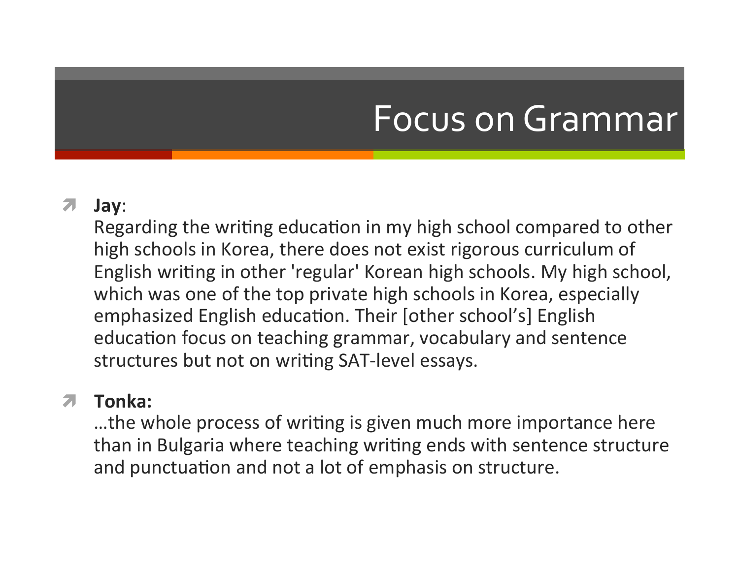# Focus on Grammar

- **Jay**:
  Regarding the writing education in my high school compared to other high schools in Korea, there does not exist rigorous curriculum of English writing in other 'regular' Korean high schools. My high school, which was one of the top private high schools in Korea, especially emphasized English education. Their [other school's] English education focus on teaching grammar, vocabulary and sentence structures but not on writing SAT-level essays.

- **Tonka:**
  …the whole process of writing is given much more importance here than in Bulgaria where teaching writing ends with sentence structure and punctuation and not a lot of emphasis on structure.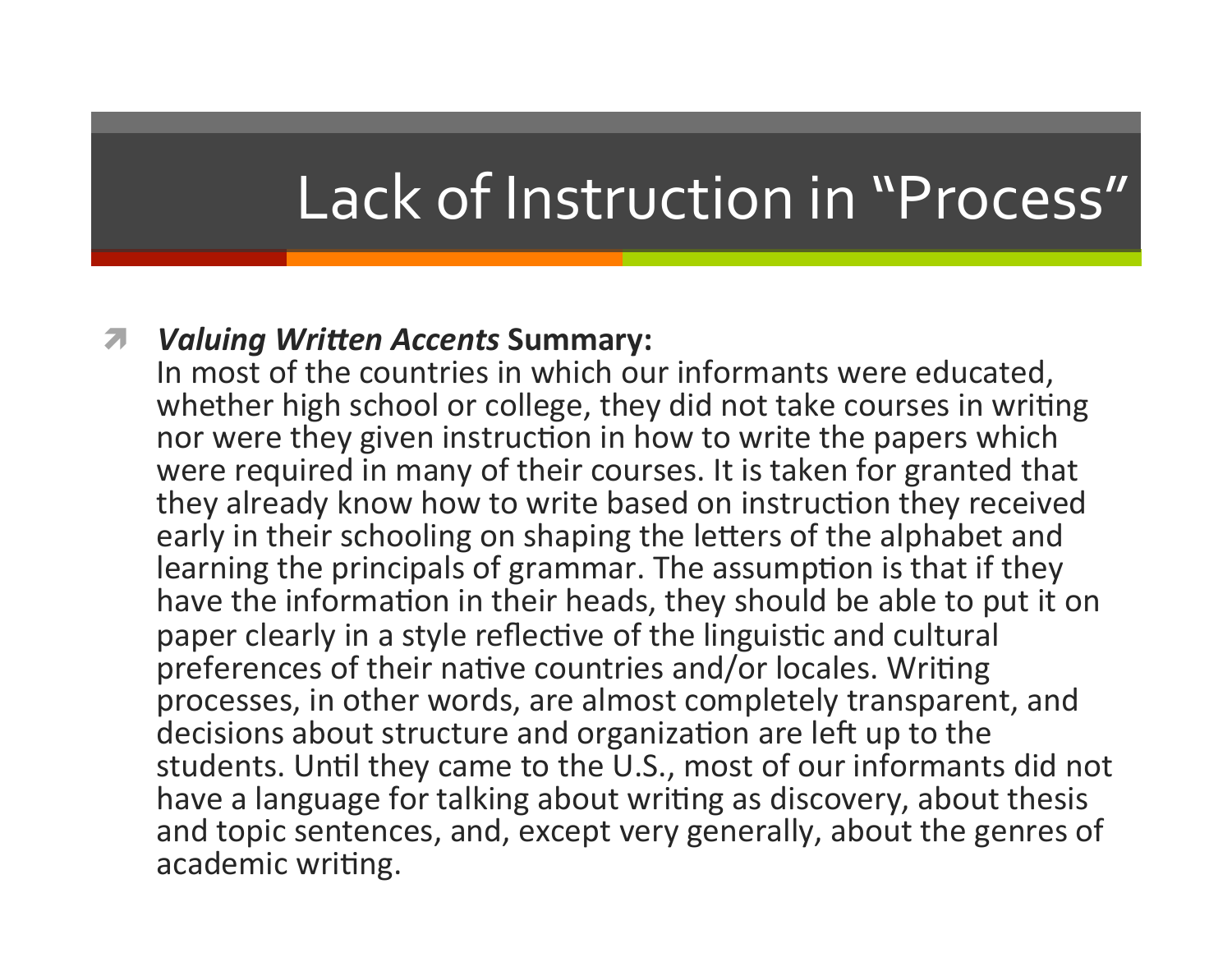# Lack of Instruction in "Process"

- ***Valuing Written Accents* Summary:**
  In most of the countries in which our informants were educated, whether high school or college, they did not take courses in writing nor were they given instruction in how to write the papers which were required in many of their courses. It is taken for granted that they already know how to write based on instruction they received early in their schooling on shaping the letters of the alphabet and learning the principals of grammar. The assumption is that if they have the information in their heads, they should be able to put it on paper clearly in a style reflective of the linguistic and cultural preferences of their native countries and/or locales. Writing processes, in other words, are almost completely transparent, and decisions about structure and organization are left up to the students. Until they came to the U.S., most of our informants did not have a language for talking about writing as discovery, about thesis and topic sentences, and, except very generally, about the genres of academic writing.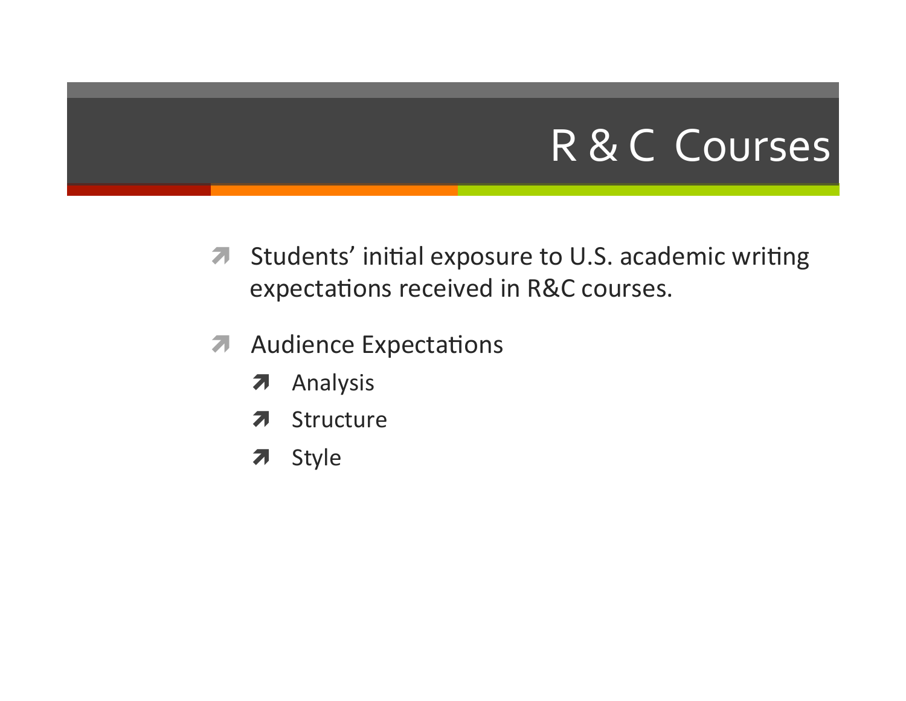# R & C Courses

- Students' initial exposure to U.S. academic writing expectations received in R&C courses.
- Audience Expectations
  - Analysis
  - Structure
  - Style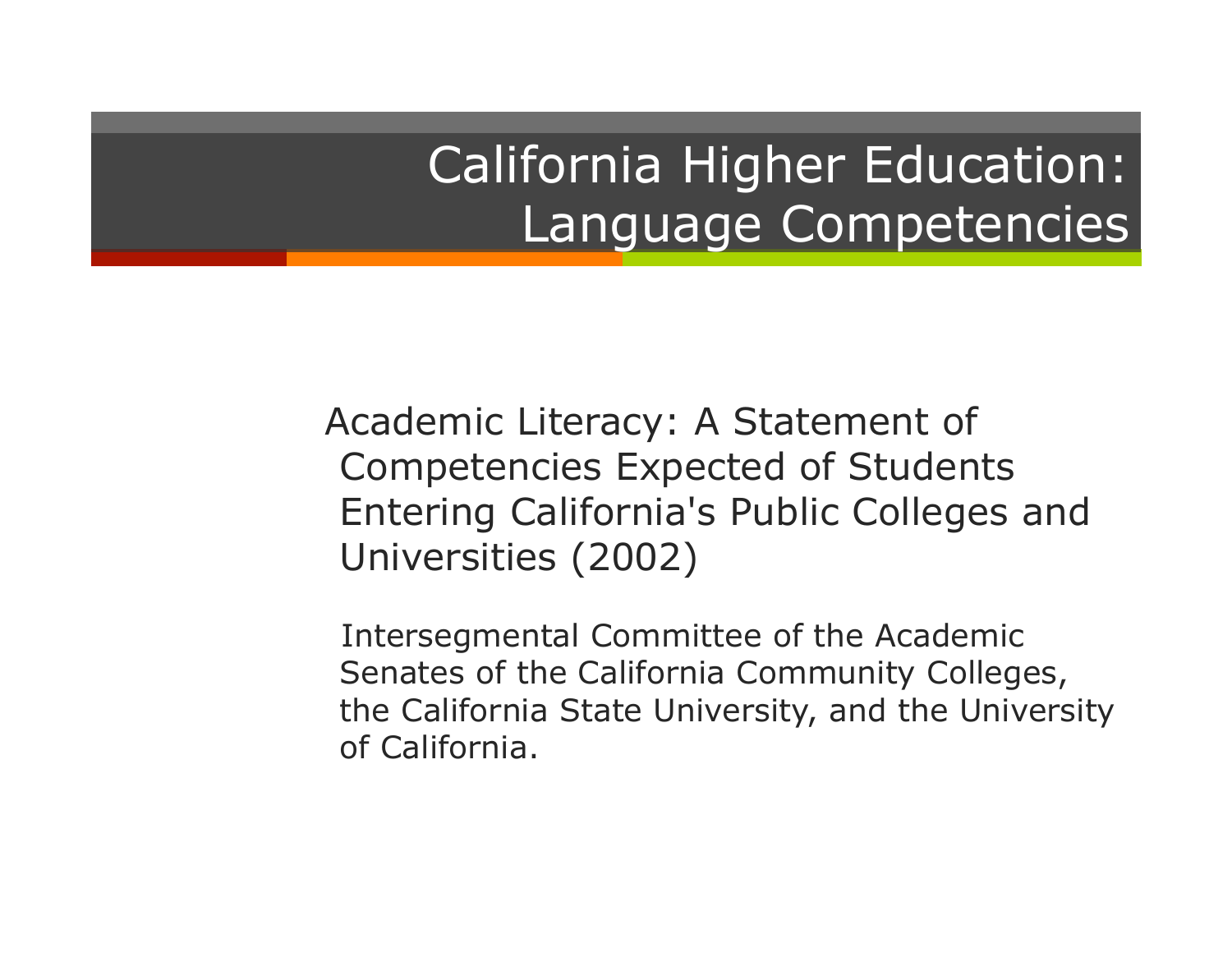# California Higher Education: Language Competencies

Academic Literacy: A Statement of Competencies Expected of Students Entering California's Public Colleges and Universities (2002)

Intersegmental Committee of the Academic Senates of the California Community Colleges, the California State University, and the University of California.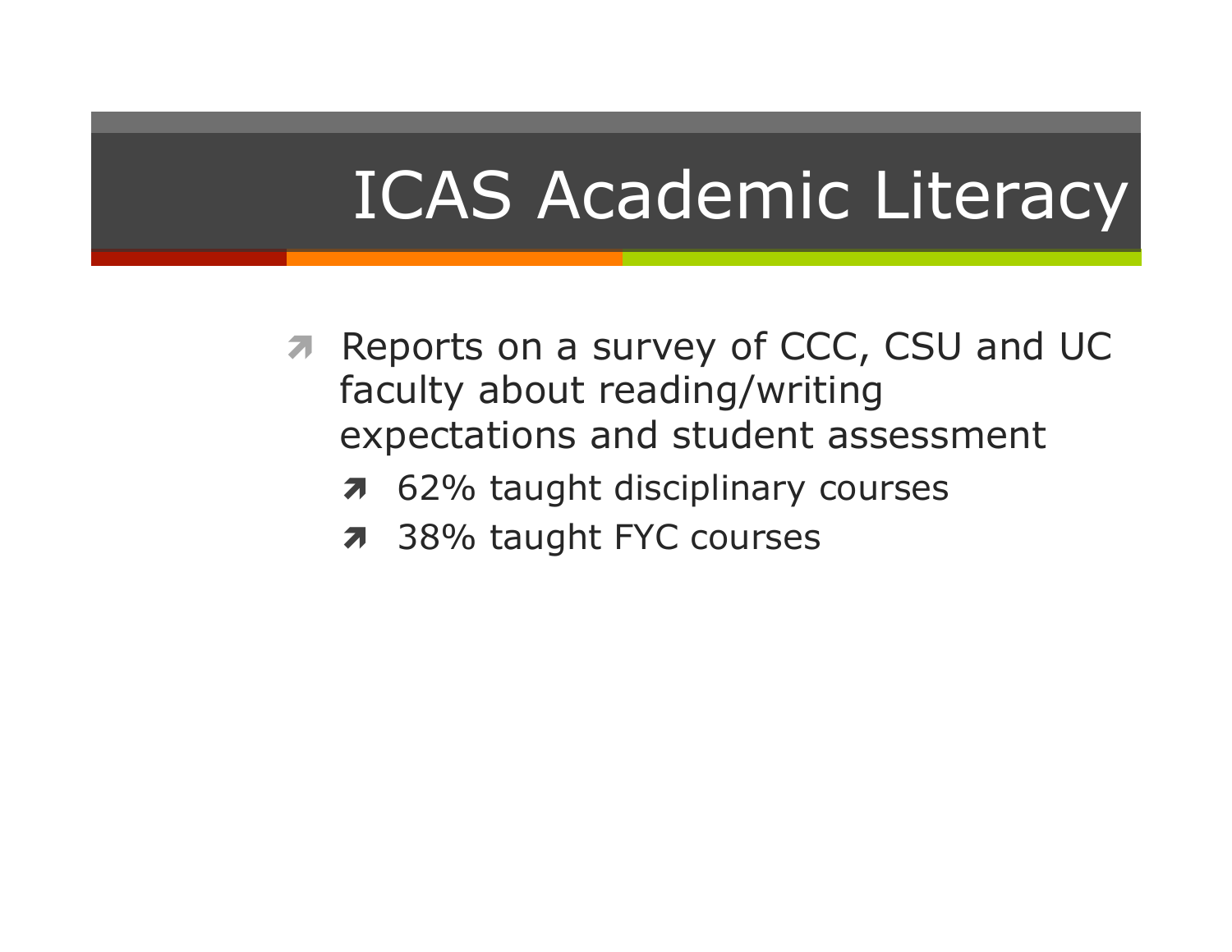# ICAS Academic Literacy

- Reports on a survey of CCC, CSU and UC faculty about reading/writing expectations and student assessment
  - 62% taught disciplinary courses
  - 38% taught FYC courses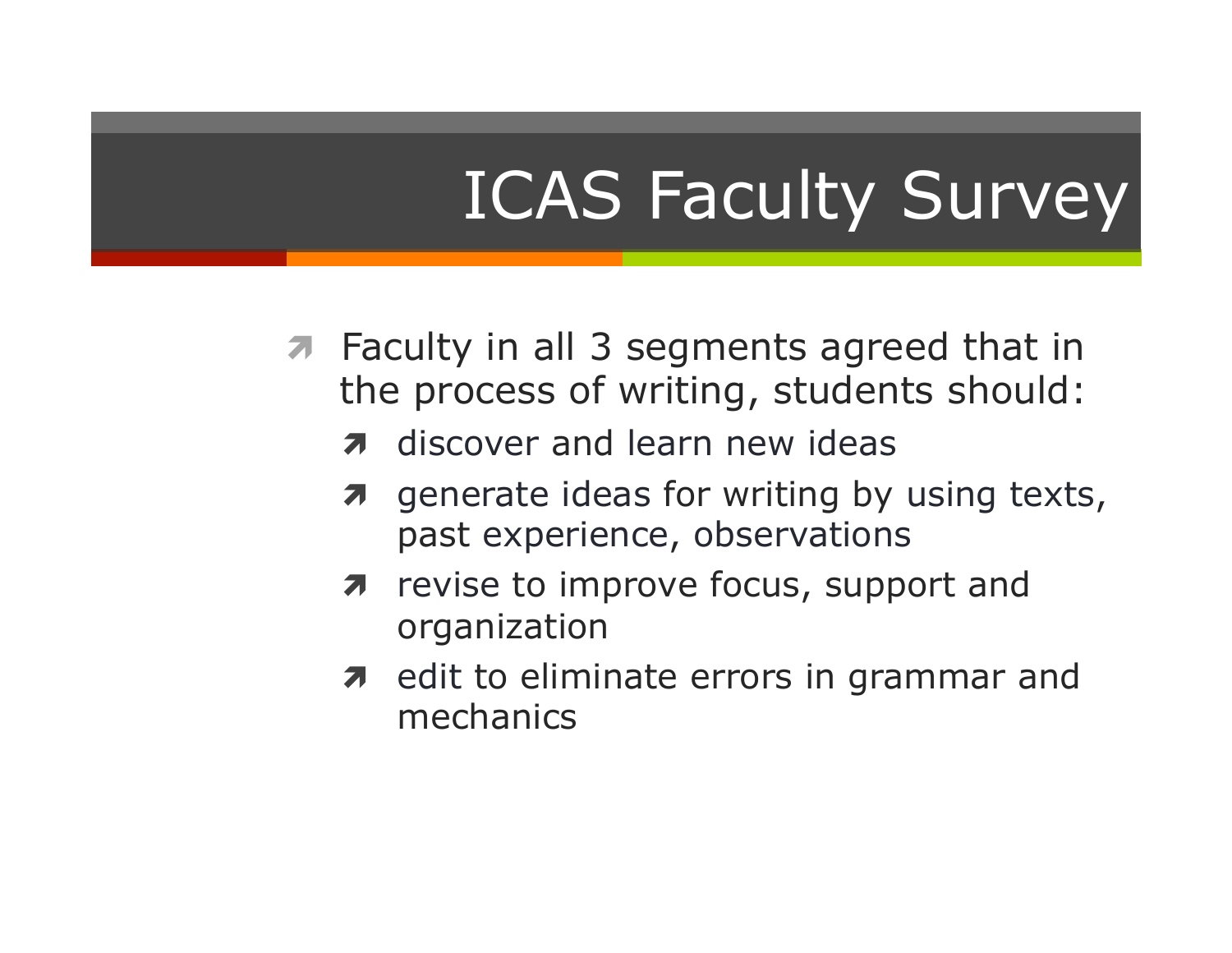# ICAS Faculty Survey

- Faculty in all 3 segments agreed that in the process of writing, students should:
  - discover and learn new ideas
  - generate ideas for writing by using texts, past experience, observations
  - revise to improve focus, support and organization
  - edit to eliminate errors in grammar and mechanics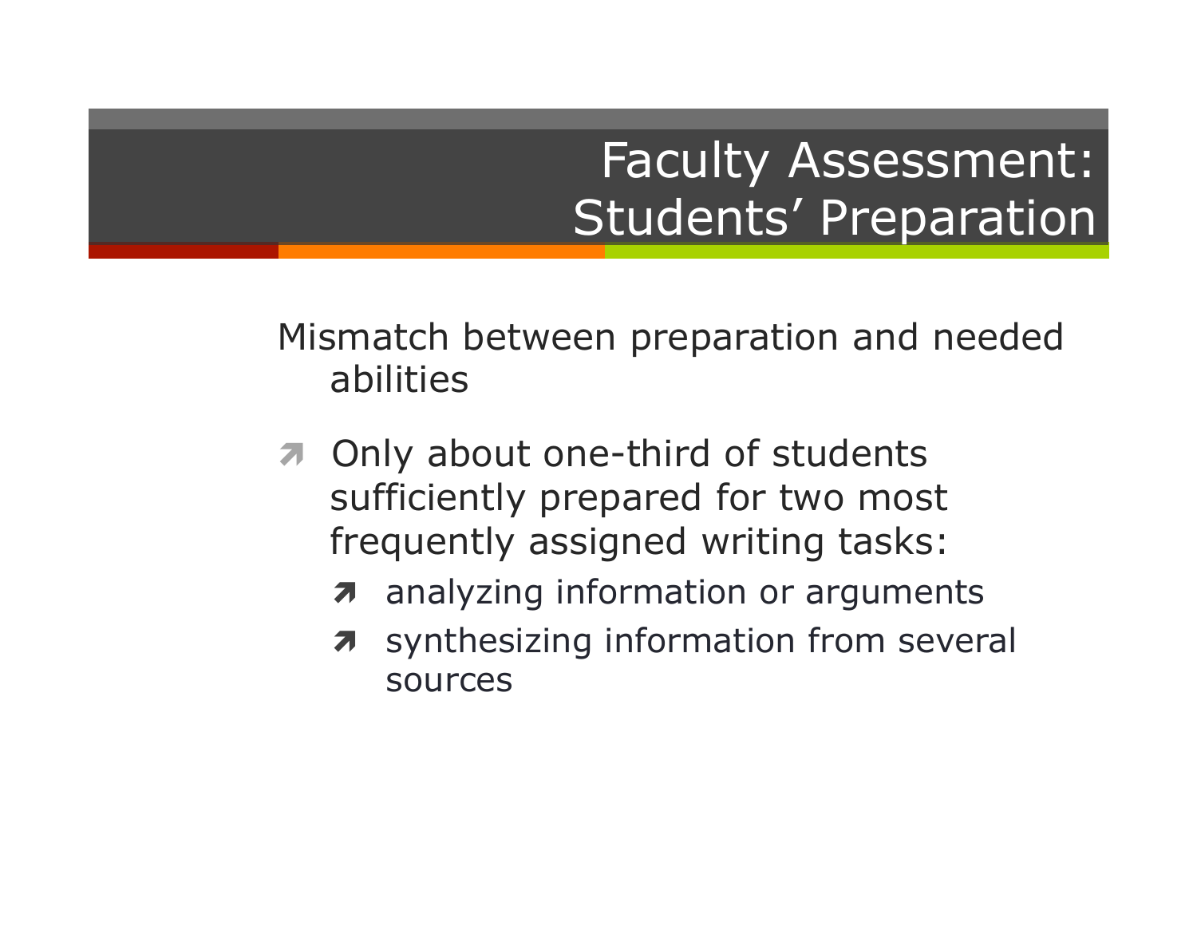# Faculty Assessment: Students' Preparation

Mismatch between preparation and needed abilities

- Only about one-third of students sufficiently prepared for two most frequently assigned writing tasks:
  - analyzing information or arguments
  - synthesizing information from several sources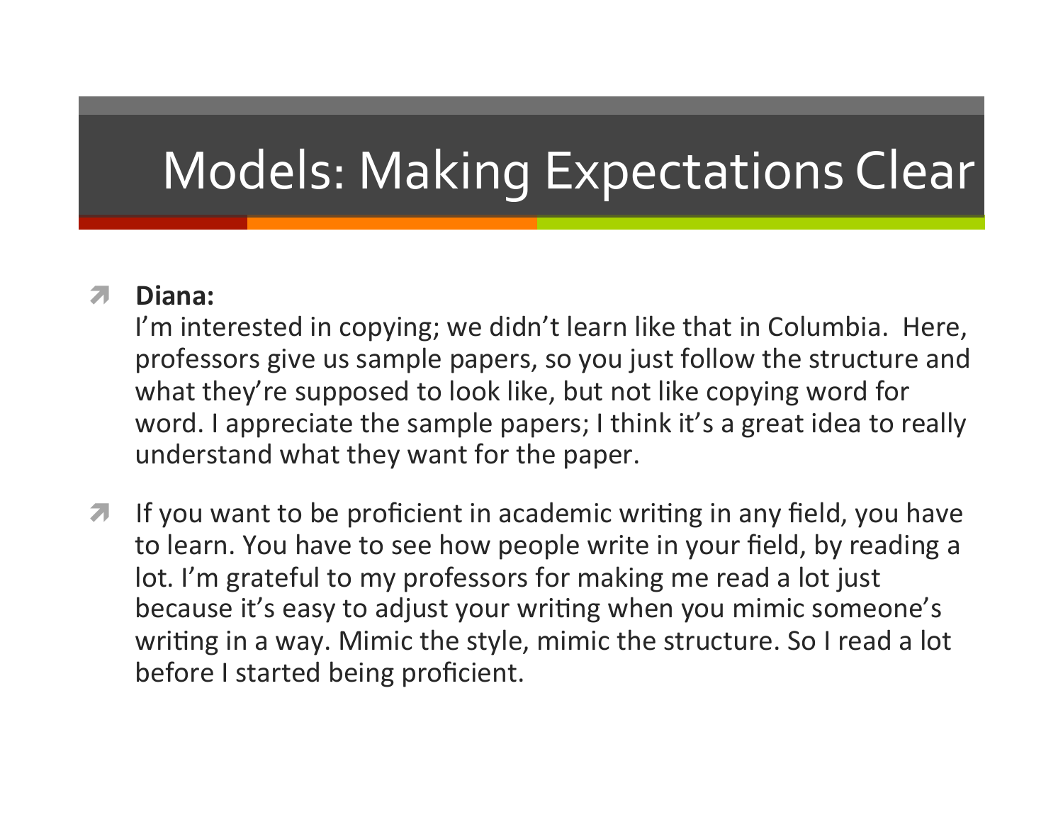# Models: Making Expectations Clear

- **Diana:**
  I'm interested in copying; we didn't learn like that in Columbia. Here, professors give us sample papers, so you just follow the structure and what they're supposed to look like, but not like copying word for word. I appreciate the sample papers; I think it's a great idea to really understand what they want for the paper.

- If you want to be proficient in academic writing in any field, you have to learn. You have to see how people write in your field, by reading a lot. I'm grateful to my professors for making me read a lot just because it's easy to adjust your writing when you mimic someone's writing in a way. Mimic the style, mimic the structure. So I read a lot before I started being proficient.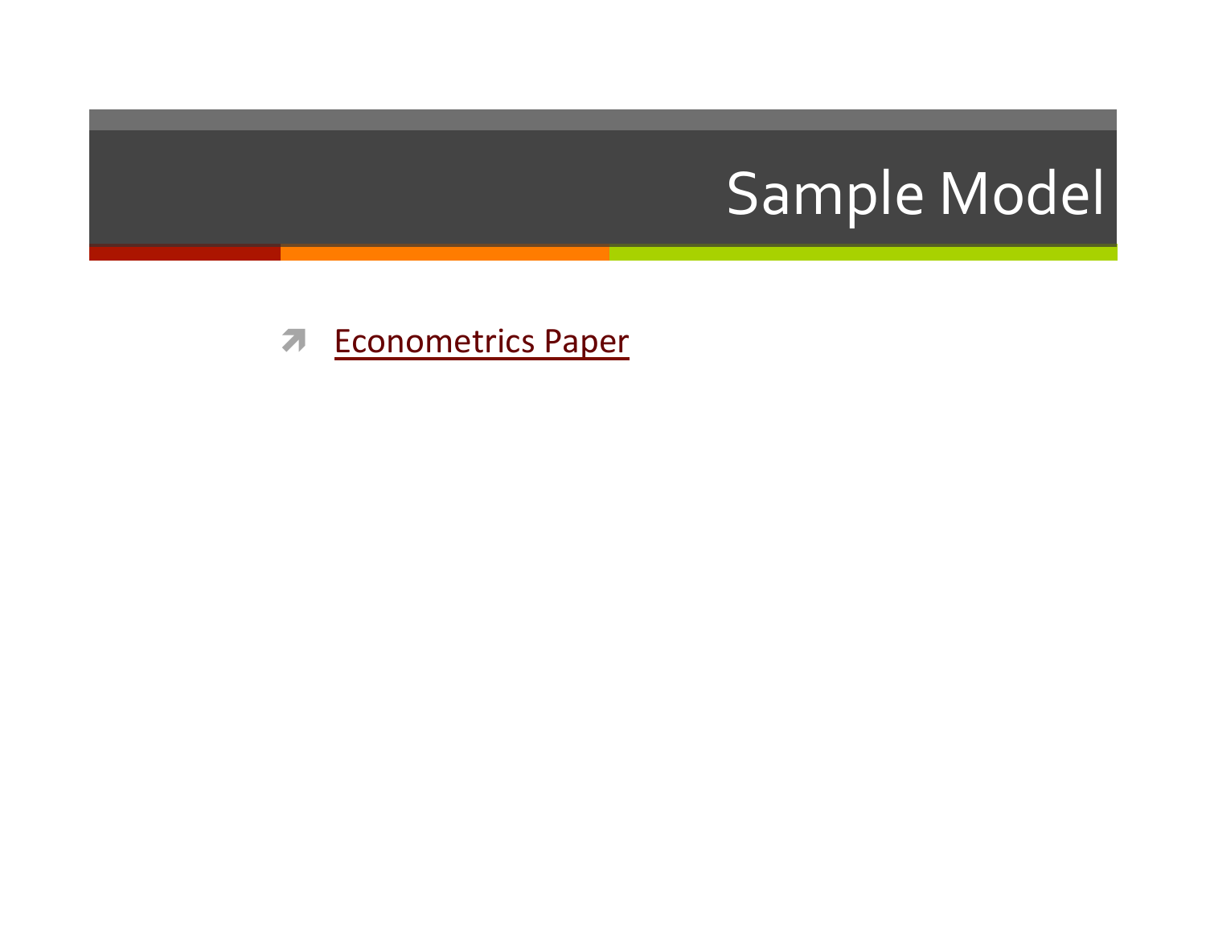# Sample Model

- Econometrics Paper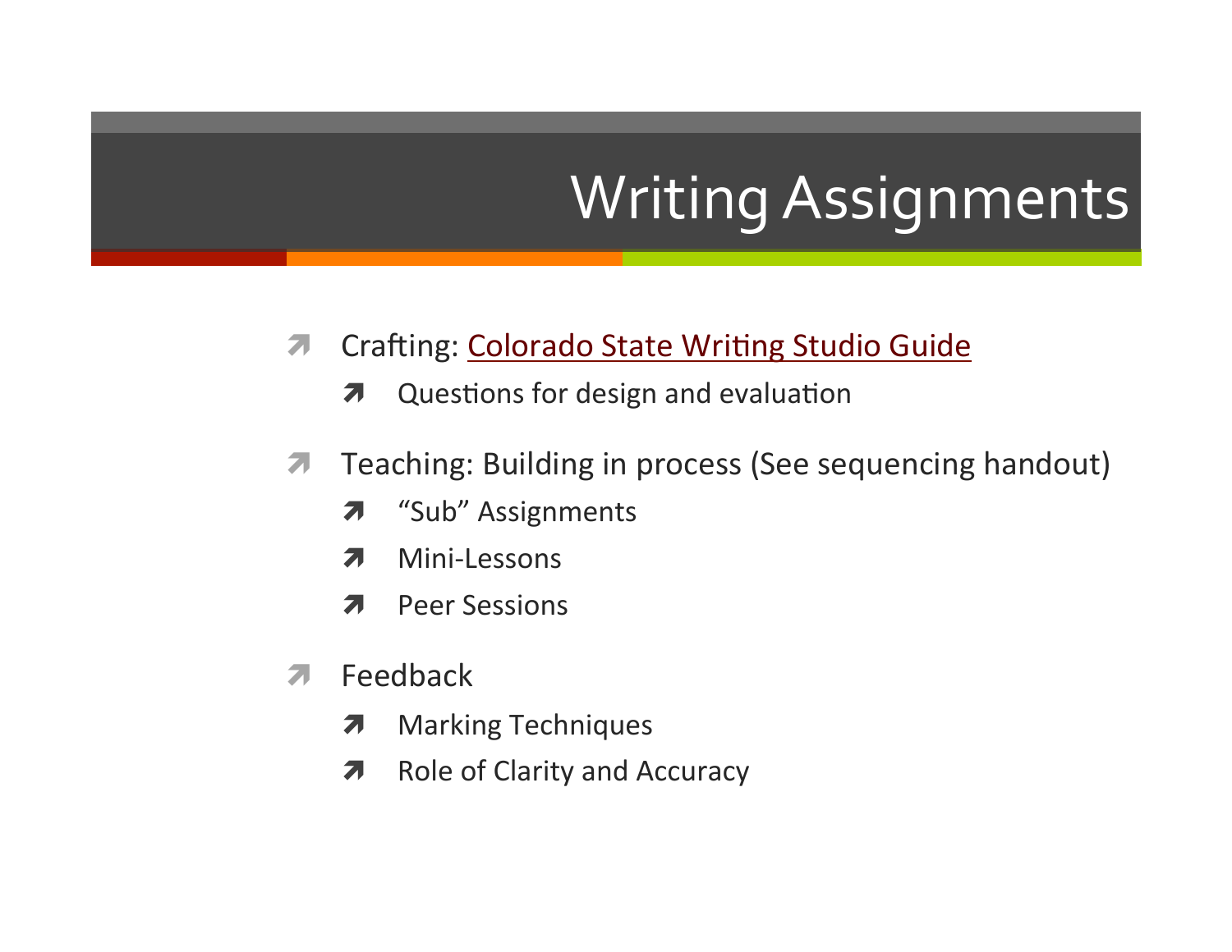# Writing Assignments

- Crafting: Colorado State Writing Studio Guide
  - Questions for design and evaluation
- Teaching: Building in process (See sequencing handout)
  - “Sub” Assignments
  - Mini-Lessons
  - Peer Sessions
- Feedback
  - Marking Techniques
  - Role of Clarity and Accuracy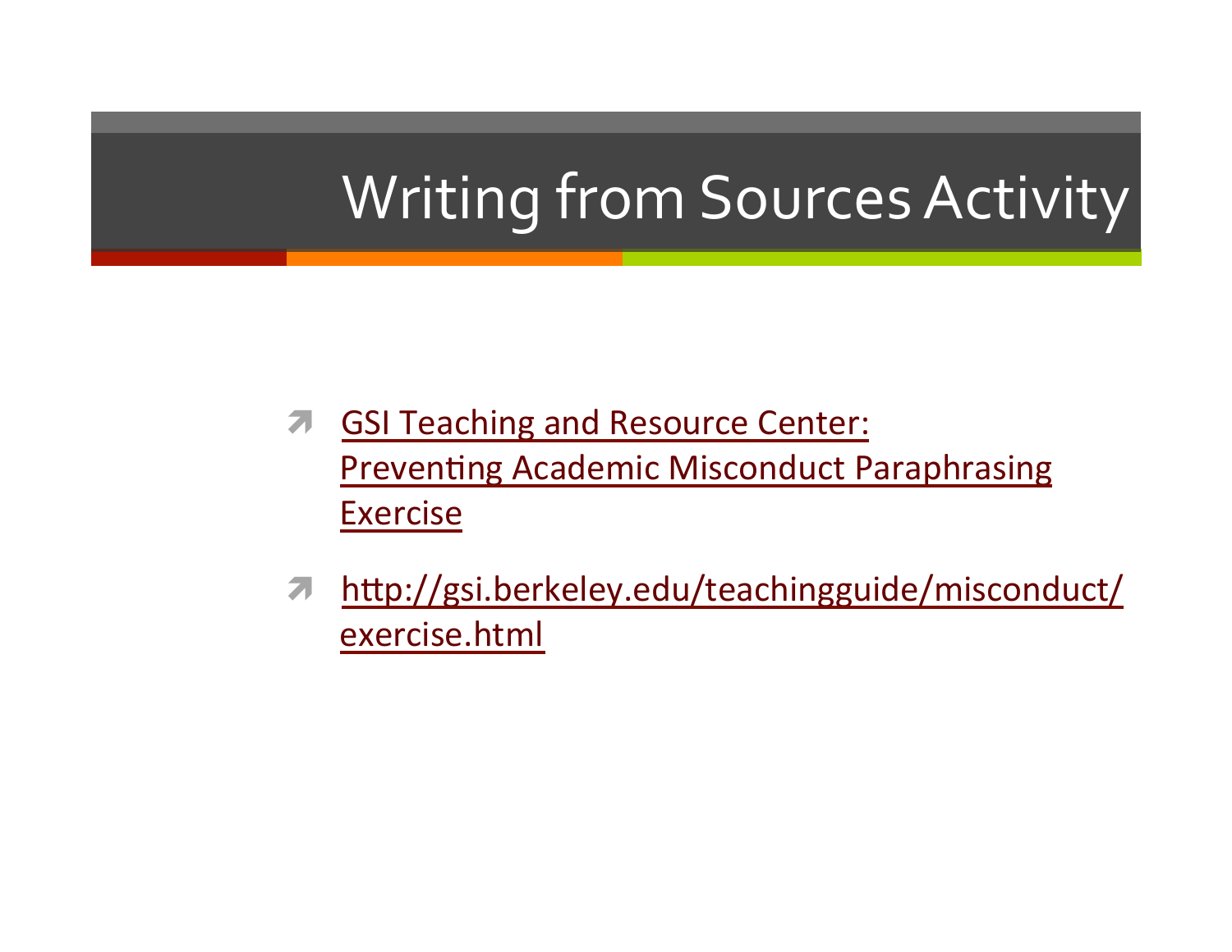# Writing from Sources Activity

- GSI Teaching and Resource Center: Preventing Academic Misconduct Paraphrasing Exercise
- http://gsi.berkeley.edu/teachingguide/misconduct/exercise.html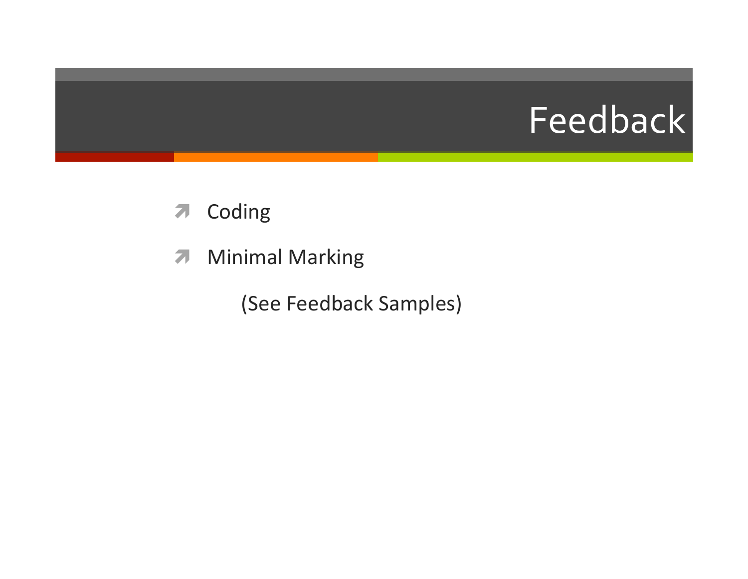# Feedback

- Coding
- Minimal Marking

  (See Feedback Samples)